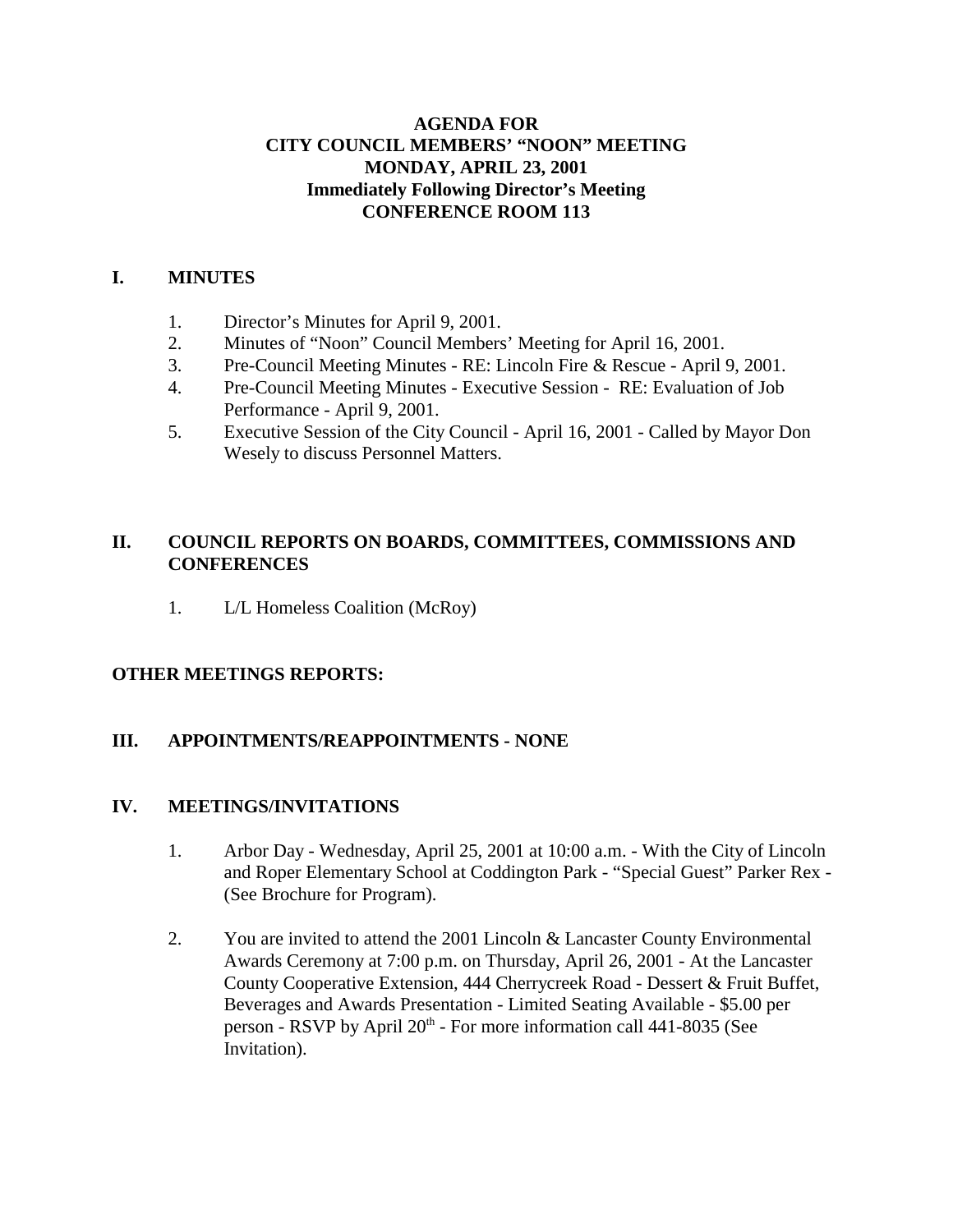**AGENDA FOR**
**CITY COUNCIL MEMBERS' "NOON" MEETING**
**MONDAY, APRIL 23, 2001**
**Immediately Following Director's Meeting**
**CONFERENCE ROOM 113**

## I. MINUTES

1. Director's Minutes for April 9, 2001.
2. Minutes of "Noon" Council Members' Meeting for April 16, 2001.
3. Pre-Council Meeting Minutes - RE: Lincoln Fire & Rescue - April 9, 2001.
4. Pre-Council Meeting Minutes - Executive Session - RE: Evaluation of Job Performance - April 9, 2001.
5. Executive Session of the City Council - April 16, 2001 - Called by Mayor Don Wesely to discuss Personnel Matters.

## II. COUNCIL REPORTS ON BOARDS, COMMITTEES, COMMISSIONS AND CONFERENCES

1. L/L Homeless Coalition (McRoy)

## OTHER MEETINGS REPORTS:

## III. APPOINTMENTS/REAPPOINTMENTS - NONE

## IV. MEETINGS/INVITATIONS

1. Arbor Day - Wednesday, April 25, 2001 at 10:00 a.m. - With the City of Lincoln and Roper Elementary School at Coddington Park - "Special Guest" Parker Rex - (See Brochure for Program).

2. You are invited to attend the 2001 Lincoln & Lancaster County Environmental Awards Ceremony at 7:00 p.m. on Thursday, April 26, 2001 - At the Lancaster County Cooperative Extension, 444 Cherrycreek Road - Dessert & Fruit Buffet, Beverages and Awards Presentation - Limited Seating Available - $5.00 per person - RSVP by April 20th - For more information call 441-8035 (See Invitation).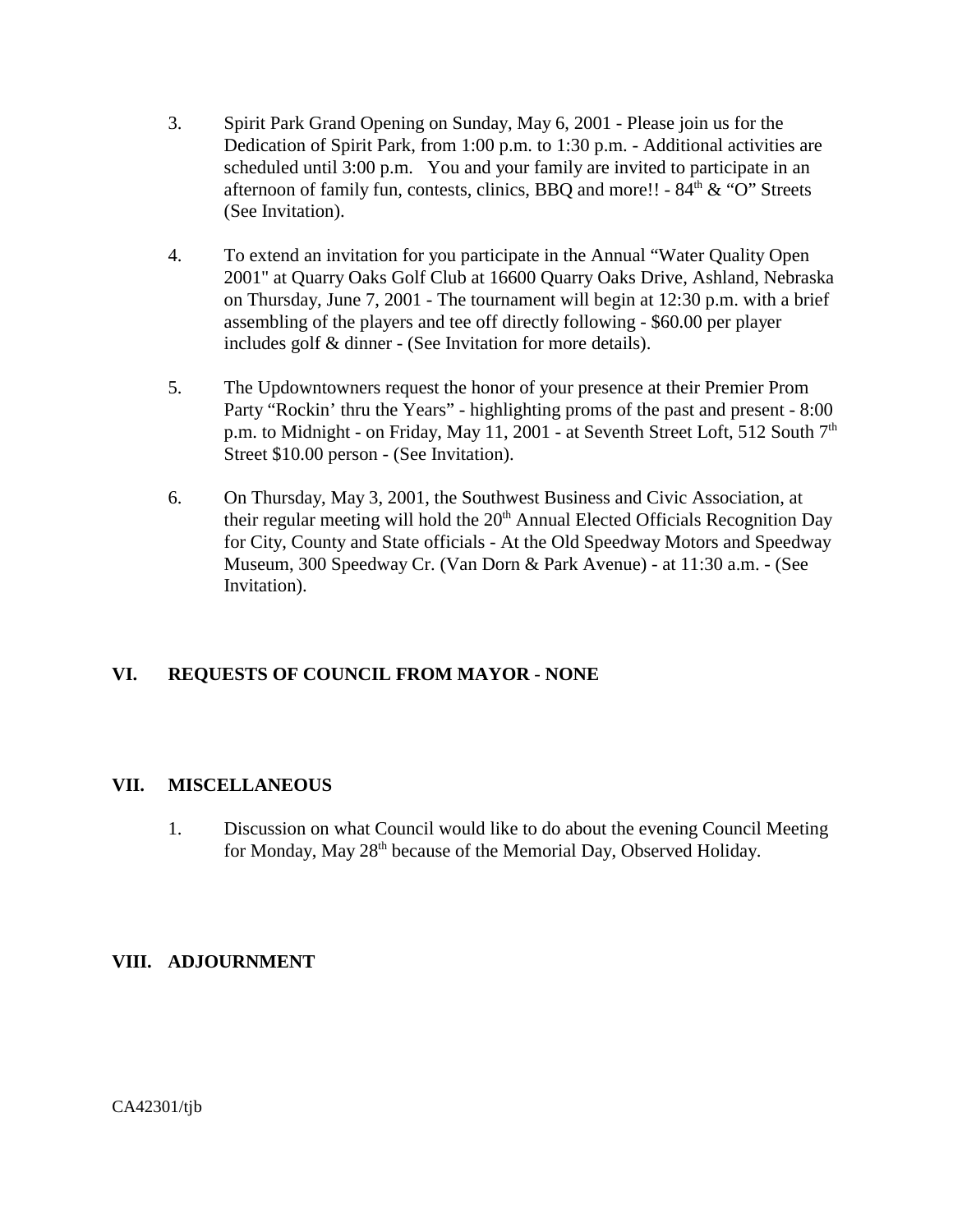3. Spirit Park Grand Opening on Sunday, May 6, 2001 - Please join us for the Dedication of Spirit Park, from 1:00 p.m. to 1:30 p.m. - Additional activities are scheduled until 3:00 p.m. You and your family are invited to participate in an afternoon of family fun, contests, clinics, BBQ and more!! - 84th & "O" Streets (See Invitation).

4. To extend an invitation for you participate in the Annual "Water Quality Open 2001" at Quarry Oaks Golf Club at 16600 Quarry Oaks Drive, Ashland, Nebraska on Thursday, June 7, 2001 - The tournament will begin at 12:30 p.m. with a brief assembling of the players and tee off directly following - $60.00 per player includes golf & dinner - (See Invitation for more details).

5. The Updowntowners request the honor of your presence at their Premier Prom Party "Rockin' thru the Years" - highlighting proms of the past and present - 8:00 p.m. to Midnight - on Friday, May 11, 2001 - at Seventh Street Loft, 512 South 7th Street $10.00 person - (See Invitation).

6. On Thursday, May 3, 2001, the Southwest Business and Civic Association, at their regular meeting will hold the 20th Annual Elected Officials Recognition Day for City, County and State officials - At the Old Speedway Motors and Speedway Museum, 300 Speedway Cr. (Van Dorn & Park Avenue) - at 11:30 a.m. - (See Invitation).

## VI. REQUESTS OF COUNCIL FROM MAYOR - NONE

## VII. MISCELLANEOUS

1. Discussion on what Council would like to do about the evening Council Meeting for Monday, May 28th because of the Memorial Day, Observed Holiday.

## VIII. ADJOURNMENT

CA42301/tjb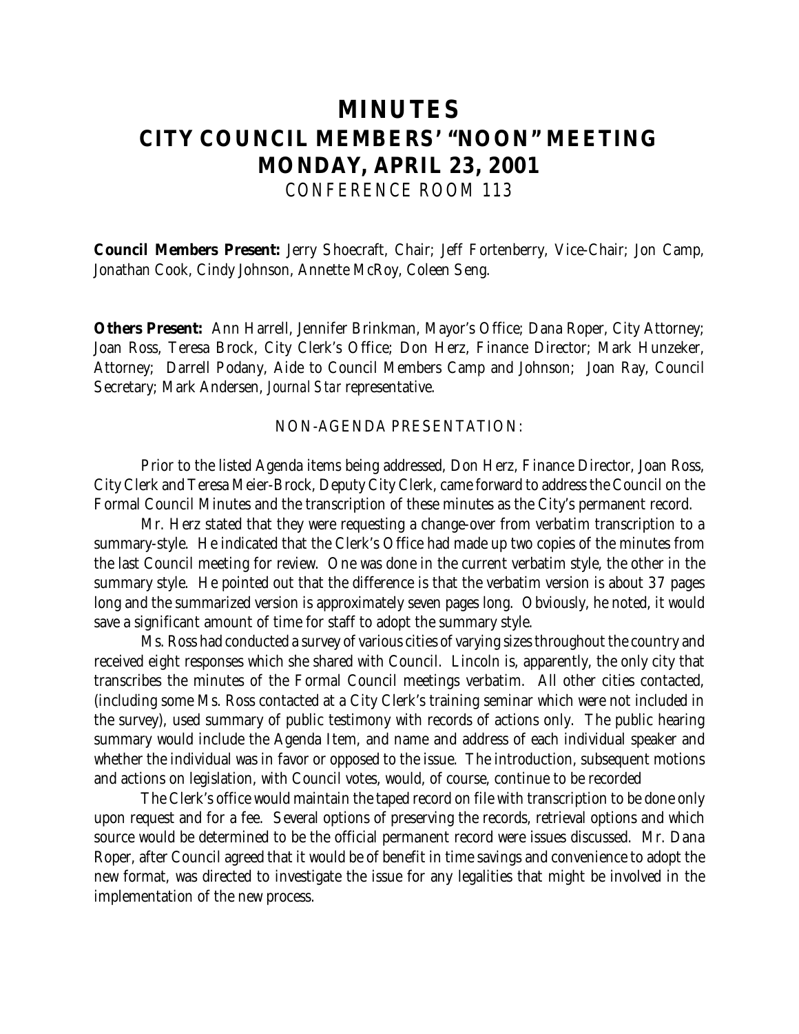# MINUTES
# CITY COUNCIL MEMBERS' "NOON" MEETING
# MONDAY, APRIL 23, 2001

CONFERENCE ROOM 113

**Council Members Present:** Jerry Shoecraft, Chair; Jeff Fortenberry, Vice-Chair; Jon Camp, Jonathan Cook, Cindy Johnson, Annette McRoy, Coleen Seng.

**Others Present:** Ann Harrell, Jennifer Brinkman, Mayor's Office; Dana Roper, City Attorney; Joan Ross, Teresa Brock, City Clerk's Office; Don Herz, Finance Director; Mark Hunzeker, Attorney; Darrell Podany, Aide to Council Members Camp and Johnson; Joan Ray, Council Secretary; Mark Andersen, *Journal Star* representative.

NON-AGENDA PRESENTATION:

Prior to the listed Agenda items being addressed, Don Herz, Finance Director, Joan Ross, City Clerk and Teresa Meier-Brock, Deputy City Clerk, came forward to address the Council on the Formal Council Minutes and the transcription of these minutes as the City's permanent record.

Mr. Herz stated that they were requesting a change-over from verbatim transcription to a summary-style. He indicated that the Clerk's Office had made up two copies of the minutes from the last Council meeting for review. One was done in the current verbatim style, the other in the summary style. He pointed out that the difference is that the verbatim version is about 37 pages long and the summarized version is approximately seven pages long. Obviously, he noted, it would save a significant amount of time for staff to adopt the summary style.

Ms. Ross had conducted a survey of various cities of varying sizes throughout the country and received eight responses which she shared with Council. Lincoln is, apparently, the only city that transcribes the minutes of the Formal Council meetings verbatim. All other cities contacted, (including some Ms. Ross contacted at a City Clerk's training seminar which were not included in the survey), used summary of public testimony with records of actions only. The public hearing summary would include the Agenda Item, and name and address of each individual speaker and whether the individual was in favor or opposed to the issue. The introduction, subsequent motions and actions on legislation, with Council votes, would, of course, continue to be recorded

The Clerk's office would maintain the taped record on file with transcription to be done only upon request and for a fee. Several options of preserving the records, retrieval options and which source would be determined to be the official permanent record were issues discussed. Mr. Dana Roper, after Council agreed that it would be of benefit in time savings and convenience to adopt the new format, was directed to investigate the issue for any legalities that might be involved in the implementation of the new process.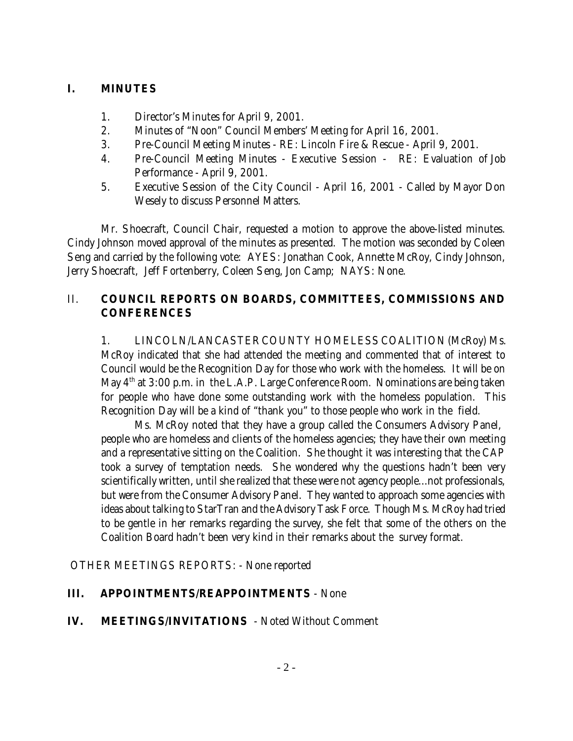## I. MINUTES

1. Director's Minutes for April 9, 2001.
2. Minutes of "Noon" Council Members' Meeting for April 16, 2001.
3. Pre-Council Meeting Minutes - RE: Lincoln Fire & Rescue - April 9, 2001.
4. Pre-Council Meeting Minutes - Executive Session - RE: Evaluation of Job Performance - April 9, 2001.
5. Executive Session of the City Council - April 16, 2001 - Called by Mayor Don Wesely to discuss Personnel Matters.

Mr. Shoecraft, Council Chair, requested a motion to approve the above-listed minutes. Cindy Johnson moved approval of the minutes as presented. The motion was seconded by Coleen Seng and carried by the following vote: AYES: Jonathan Cook, Annette McRoy, Cindy Johnson, Jerry Shoecraft, Jeff Fortenberry, Coleen Seng, Jon Camp; NAYS: None.

## II. COUNCIL REPORTS ON BOARDS, COMMITTEES, COMMISSIONS AND CONFERENCES

1. LINCOLN/LANCASTER COUNTY HOMELESS COALITION (McRoy) Ms. McRoy indicated that she had attended the meeting and commented that of interest to Council would be the Recognition Day for those who work with the homeless. It will be on May 4th at 3:00 p.m. in the L.A.P. Large Conference Room. Nominations are being taken for people who have done some outstanding work with the homeless population. This Recognition Day will be a kind of "thank you" to those people who work in the field.

Ms. McRoy noted that they have a group called the Consumers Advisory Panel, people who are homeless and clients of the homeless agencies; they have their own meeting and a representative sitting on the Coalition. She thought it was interesting that the CAP took a survey of temptation needs. She wondered why the questions hadn't been very scientifically written, until she realized that these were not agency people...not professionals, but were from the Consumer Advisory Panel. They wanted to approach some agencies with ideas about talking to StarTran and the Advisory Task Force. Though Ms. McRoy had tried to be gentle in her remarks regarding the survey, she felt that some of the others on the Coalition Board hadn't been very kind in their remarks about the survey format.

OTHER MEETINGS REPORTS: - None reported

## III. APPOINTMENTS/REAPPOINTMENTS - None

## IV. MEETINGS/INVITATIONS - Noted Without Comment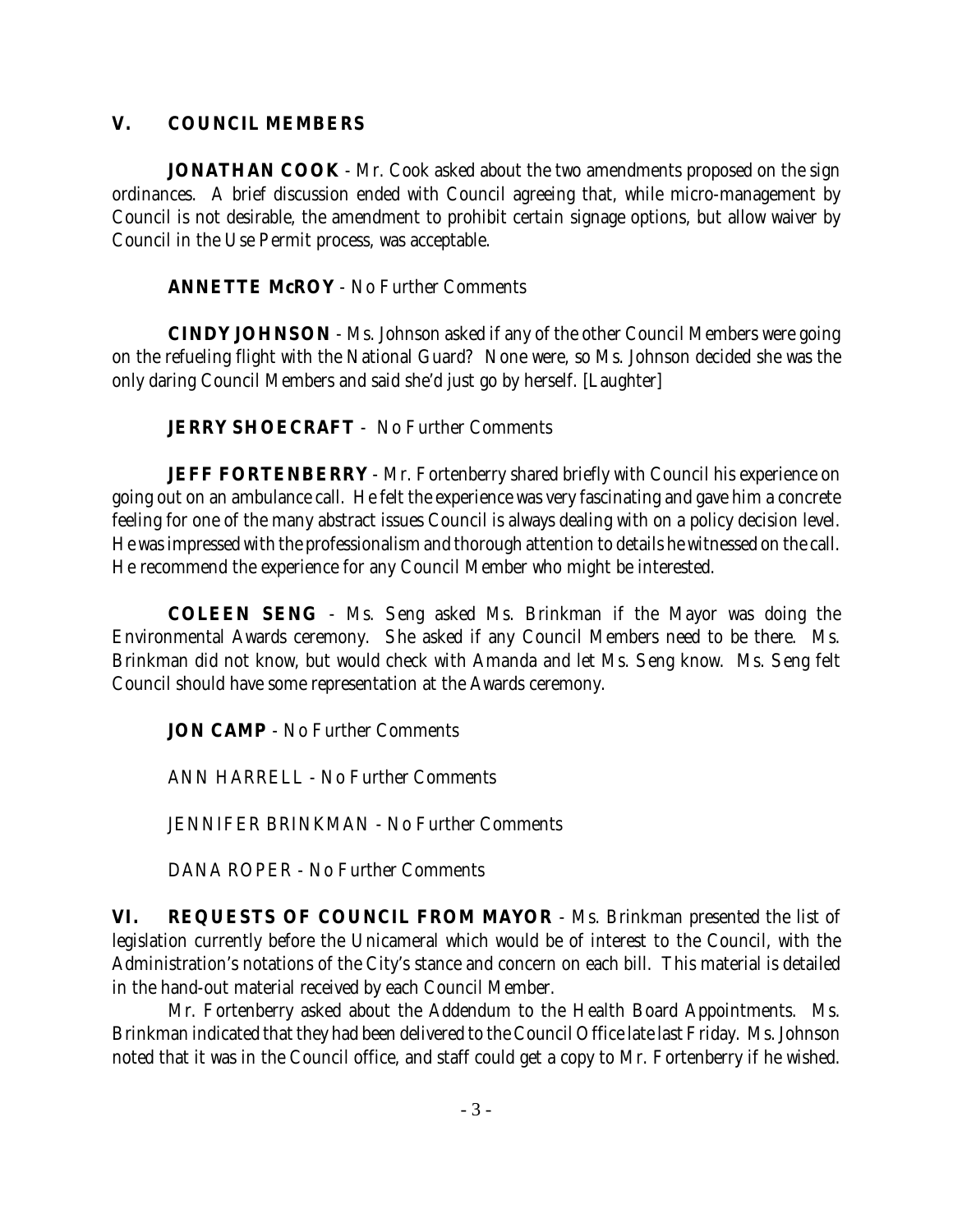## V. COUNCIL MEMBERS

**JONATHAN COOK** - Mr. Cook asked about the two amendments proposed on the sign ordinances. A brief discussion ended with Council agreeing that, while micro-management by Council is not desirable, the amendment to prohibit certain signage options, but allow waiver by Council in the Use Permit process, was acceptable.

**ANNETTE McROY** - No Further Comments

**CINDY JOHNSON** - Ms. Johnson asked if any of the other Council Members were going on the refueling flight with the National Guard? None were, so Ms. Johnson decided she was the only daring Council Members and said she'd just go by herself. [Laughter]

**JERRY SHOECRAFT** - No Further Comments

**JEFF FORTENBERRY** - Mr. Fortenberry shared briefly with Council his experience on going out on an ambulance call. He felt the experience was very fascinating and gave him a concrete feeling for one of the many abstract issues Council is always dealing with on a policy decision level. He was impressed with the professionalism and thorough attention to details he witnessed on the call. He recommend the experience for any Council Member who might be interested.

**COLEEN SENG** - Ms. Seng asked Ms. Brinkman if the Mayor was doing the Environmental Awards ceremony. She asked if any Council Members need to be there. Ms. Brinkman did not know, but would check with Amanda and let Ms. Seng know. Ms. Seng felt Council should have some representation at the Awards ceremony.

**JON CAMP** - No Further Comments

ANN HARRELL - No Further Comments

JENNIFER BRINKMAN - No Further Comments

DANA ROPER - No Further Comments

**VI. REQUESTS OF COUNCIL FROM MAYOR** - Ms. Brinkman presented the list of legislation currently before the Unicameral which would be of interest to the Council, with the Administration's notations of the City's stance and concern on each bill. This material is detailed in the hand-out material received by each Council Member.

Mr. Fortenberry asked about the Addendum to the Health Board Appointments. Ms. Brinkman indicated that they had been delivered to the Council Office late last Friday. Ms. Johnson noted that it was in the Council office, and staff could get a copy to Mr. Fortenberry if he wished.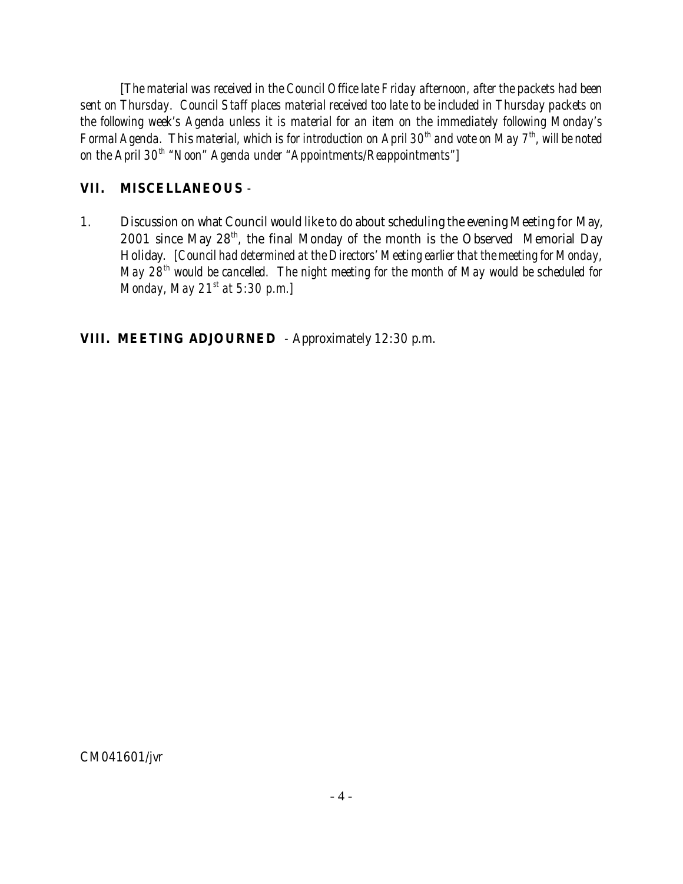*[The material was received in the Council Office late Friday afternoon, after the packets had been sent on Thursday. Council Staff places material received too late to be included in Thursday packets on the following week's Agenda unless it is material for an item on the immediately following Monday's Formal Agenda. This material, which is for introduction on April 30th and vote on May 7th, will be noted on the April 30th "Noon" Agenda under "Appointments/Reappointments"]*

## VII. MISCELLANEOUS -

1. Discussion on what Council would like to do about scheduling the evening Meeting for May, 2001 since May 28th, the final Monday of the month is the Observed Memorial Day Holiday. *[Council had determined at the Directors' Meeting earlier that the meeting for Monday, May 28th would be cancelled. The night meeting for the month of May would be scheduled for Monday, May 21st at 5:30 p.m.]*

## VIII. MEETING ADJOURNED - Approximately 12:30 p.m.

CM041601/jvr